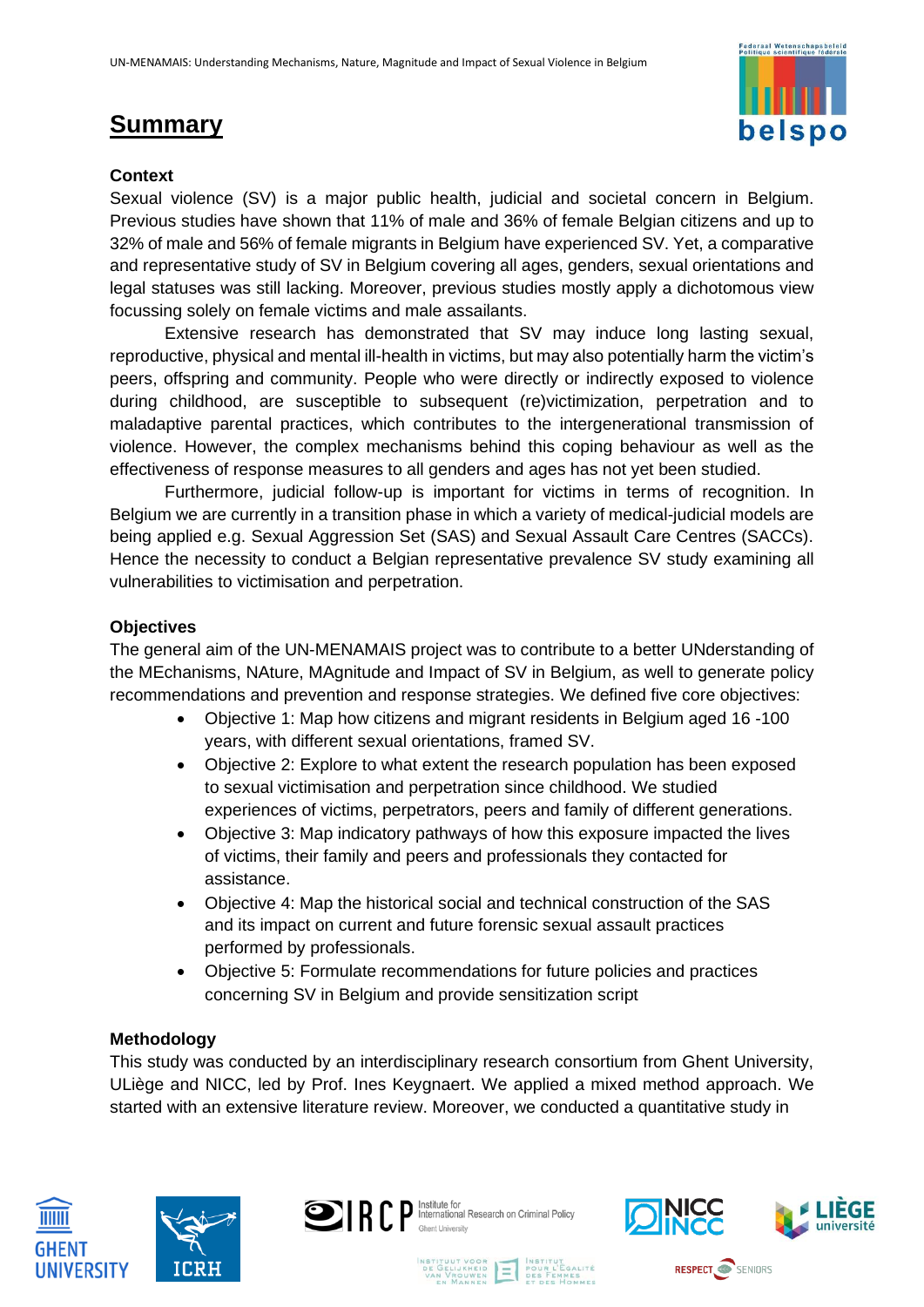# Summary

**Context**

Sexual violence (SV) is a major public health, judicial and societal concern in Belgium. Previous studies have shown that 11% of male and 36% of female Belgian citizens and up to 32% of male and 56% of female migrants in Belgium have experienced SV. Yet, a comparative and representative study of SV in Belgium covering all ages, genders, sexual orientations and legal statuses was still lacking. Moreover, previous studies mostly apply a dichotomous view focussing solely on female victims and male assailants.

Extensive research has demonstrated that SV may induce long lasting sexual, reproductive, physical and mental ill-health in victims, but may also potentially harm the victim's peers, offspring and community. People who were directly or indirectly exposed to violence during childhood, are susceptible to subsequent (re)victimization, perpetration and to maladaptive parental practices, which contributes to the intergenerational transmission of violence. However, the complex mechanisms behind this coping behaviour as well as the effectiveness of response measures to all genders and ages has not yet been studied.

Furthermore, judicial follow-up is important for victims in terms of recognition. In Belgium we are currently in a transition phase in which a variety of medical-judicial models are being applied e.g. Sexual Aggression Set (SAS) and Sexual Assault Care Centres (SACCs). Hence the necessity to conduct a Belgian representative prevalence SV study examining all vulnerabilities to victimisation and perpetration.

**Objectives**

The general aim of the UN-MENAMAIS project was to contribute to a better UNderstanding of the MEchanisms, NAture, MAgnitude and Impact of SV in Belgium, as well to generate policy recommendations and prevention and response strategies. We defined five core objectives:

- Objective 1: Map how citizens and migrant residents in Belgium aged 16 -100 years, with different sexual orientations, framed SV.
- Objective 2: Explore to what extent the research population has been exposed to sexual victimisation and perpetration since childhood. We studied experiences of victims, perpetrators, peers and family of different generations.
- Objective 3: Map indicatory pathways of how this exposure impacted the lives of victims, their family and peers and professionals they contacted for assistance.
- Objective 4: Map the historical social and technical construction of the SAS and its impact on current and future forensic sexual assault practices performed by professionals.
- Objective 5: Formulate recommendations for future policies and practices concerning SV in Belgium and provide sensitization script

**Methodology**

This study was conducted by an interdisciplinary research consortium from Ghent University, ULiège and NICC, led by Prof. Ines Keygnaert. We applied a mixed method approach. We started with an extensive literature review. Moreover, we conducted a quantitative study in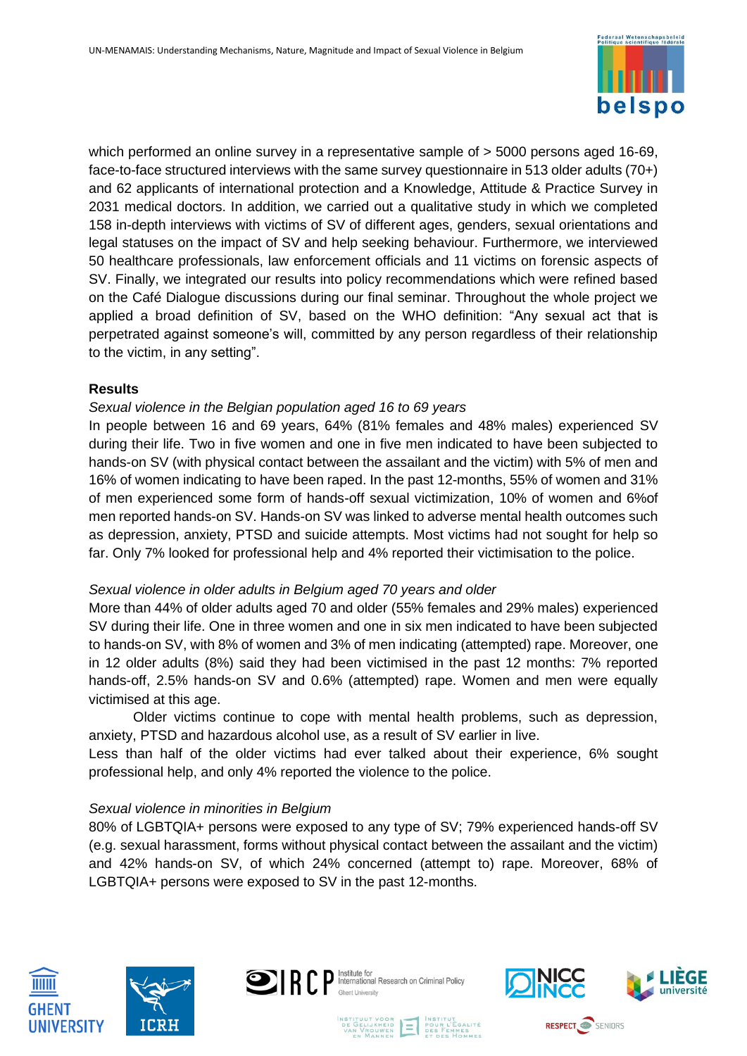which performed an online survey in a representative sample of > 5000 persons aged 16-69, face-to-face structured interviews with the same survey questionnaire in 513 older adults (70+) and 62 applicants of international protection and a Knowledge, Attitude & Practice Survey in 2031 medical doctors. In addition, we carried out a qualitative study in which we completed 158 in-depth interviews with victims of SV of different ages, genders, sexual orientations and legal statuses on the impact of SV and help seeking behaviour. Furthermore, we interviewed 50 healthcare professionals, law enforcement officials and 11 victims on forensic aspects of SV. Finally, we integrated our results into policy recommendations which were refined based on the Café Dialogue discussions during our final seminar. Throughout the whole project we applied a broad definition of SV, based on the WHO definition: "Any sexual act that is perpetrated against someone's will, committed by any person regardless of their relationship to the victim, in any setting".

**Results**

*Sexual violence in the Belgian population aged 16 to 69 years*

In people between 16 and 69 years, 64% (81% females and 48% males) experienced SV during their life. Two in five women and one in five men indicated to have been subjected to hands-on SV (with physical contact between the assailant and the victim) with 5% of men and 16% of women indicating to have been raped. In the past 12-months, 55% of women and 31% of men experienced some form of hands-off sexual victimization, 10% of women and 6%of men reported hands-on SV. Hands-on SV was linked to adverse mental health outcomes such as depression, anxiety, PTSD and suicide attempts. Most victims had not sought for help so far. Only 7% looked for professional help and 4% reported their victimisation to the police.

*Sexual violence in older adults in Belgium aged 70 years and older*

More than 44% of older adults aged 70 and older (55% females and 29% males) experienced SV during their life. One in three women and one in six men indicated to have been subjected to hands-on SV, with 8% of women and 3% of men indicating (attempted) rape. Moreover, one in 12 older adults (8%) said they had been victimised in the past 12 months: 7% reported hands-off, 2.5% hands-on SV and 0.6% (attempted) rape. Women and men were equally victimised at this age.

Older victims continue to cope with mental health problems, such as depression, anxiety, PTSD and hazardous alcohol use, as a result of SV earlier in live.

Less than half of the older victims had ever talked about their experience, 6% sought professional help, and only 4% reported the violence to the police.

*Sexual violence in minorities in Belgium*

80% of LGBTQIA+ persons were exposed to any type of SV; 79% experienced hands-off SV (e.g. sexual harassment, forms without physical contact between the assailant and the victim) and 42% hands-on SV, of which 24% concerned (attempt to) rape. Moreover, 68% of LGBTQIA+ persons were exposed to SV in the past 12-months.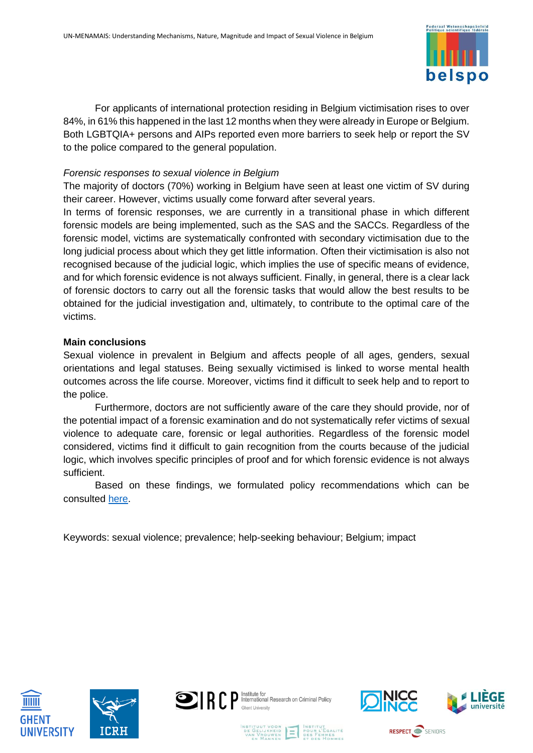For applicants of international protection residing in Belgium victimisation rises to over 84%, in 61% this happened in the last 12 months when they were already in Europe or Belgium. Both LGBTQIA+ persons and AIPs reported even more barriers to seek help or report the SV to the police compared to the general population.

*Forensic responses to sexual violence in Belgium*

The majority of doctors (70%) working in Belgium have seen at least one victim of SV during their career. However, victims usually come forward after several years.

In terms of forensic responses, we are currently in a transitional phase in which different forensic models are being implemented, such as the SAS and the SACCs. Regardless of the forensic model, victims are systematically confronted with secondary victimisation due to the long judicial process about which they get little information. Often their victimisation is also not recognised because of the judicial logic, which implies the use of specific means of evidence, and for which forensic evidence is not always sufficient. Finally, in general, there is a clear lack of forensic doctors to carry out all the forensic tasks that would allow the best results to be obtained for the judicial investigation and, ultimately, to contribute to the optimal care of the victims.

**Main conclusions**

Sexual violence in prevalent in Belgium and affects people of all ages, genders, sexual orientations and legal statuses. Being sexually victimised is linked to worse mental health outcomes across the life course. Moreover, victims find it difficult to seek help and to report to the police.

Furthermore, doctors are not sufficiently aware of the care they should provide, nor of the potential impact of a forensic examination and do not systematically refer victims of sexual violence to adequate care, forensic or legal authorities. Regardless of the forensic model considered, victims find it difficult to gain recognition from the courts because of the judicial logic, which involves specific principles of proof and for which forensic evidence is not always sufficient.

Based on these findings, we formulated policy recommendations which can be consulted here.

Keywords: sexual violence; prevalence; help-seeking behaviour; Belgium; impact